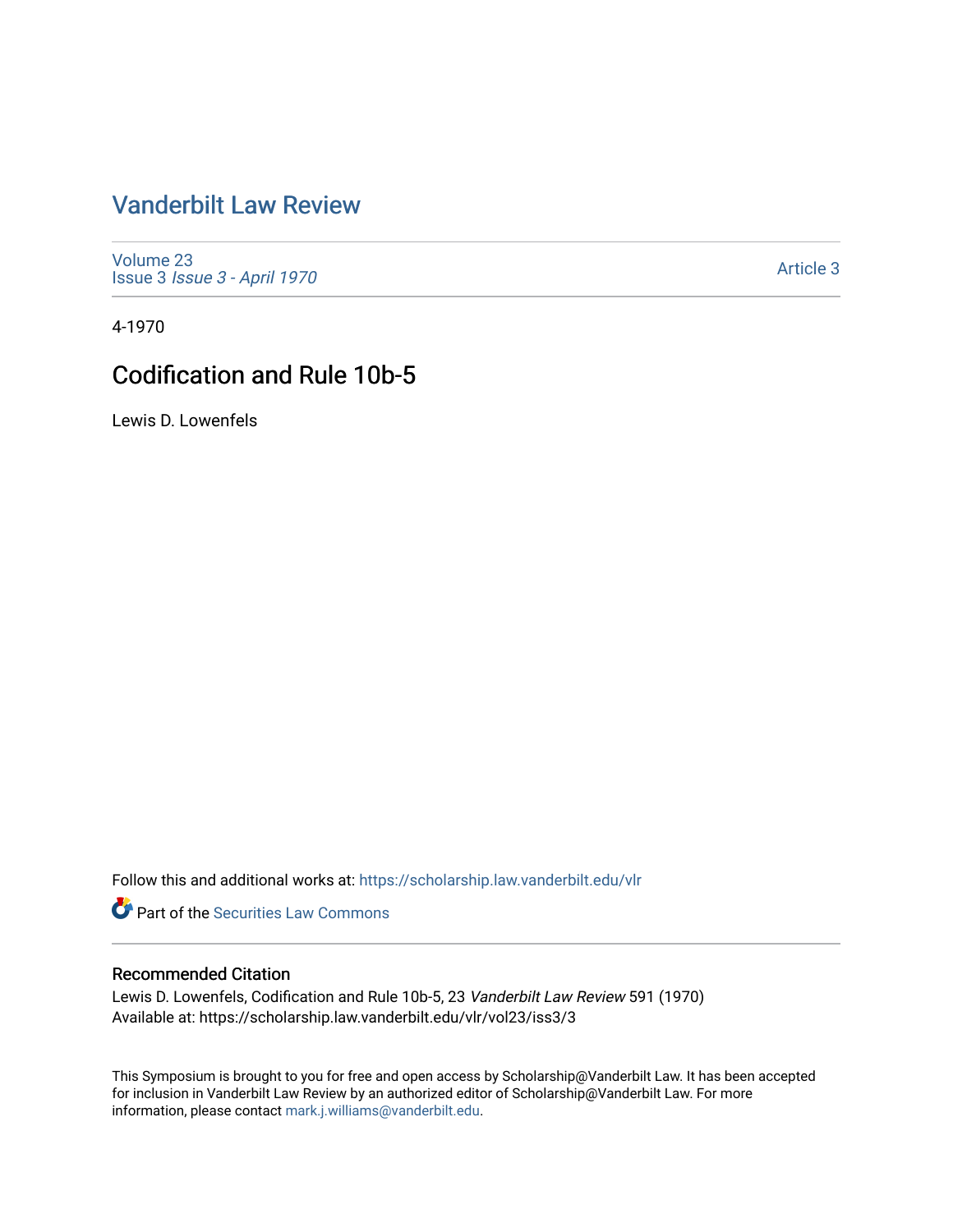# Vanderbilt Law Review

Volume 23
Issue 3 *Issue 3 - April 1970*

Article 3

4-1970

## Codification and Rule 10b-5

Lewis D. Lowenfels

Follow this and additional works at: https://scholarship.law.vanderbilt.edu/vlr

Part of the Securities Law Commons

### Recommended Citation

Lewis D. Lowenfels, Codification and Rule 10b-5, 23 *Vanderbilt Law Review* 591 (1970)
Available at: https://scholarship.law.vanderbilt.edu/vlr/vol23/iss3/3

This Symposium is brought to you for free and open access by Scholarship@Vanderbilt Law. It has been accepted for inclusion in Vanderbilt Law Review by an authorized editor of Scholarship@Vanderbilt Law. For more information, please contact mark.j.williams@vanderbilt.edu.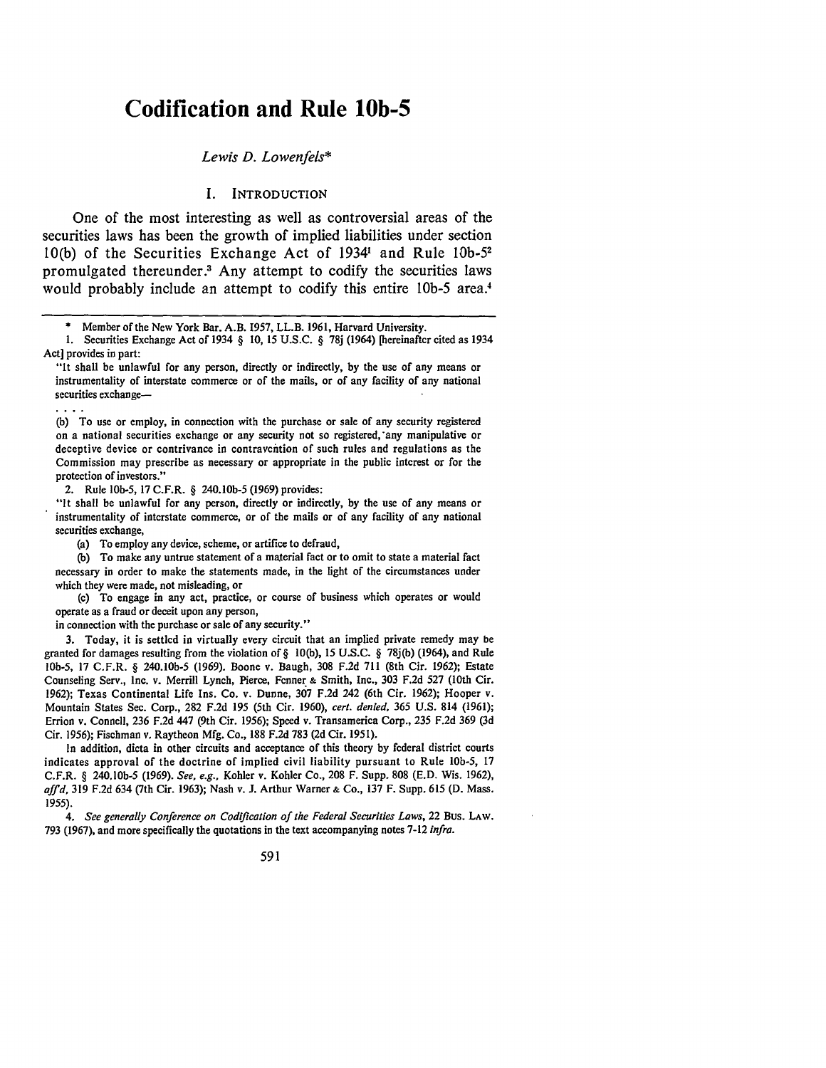# Codification and Rule 10b-5

*Lewis D. Lowenfels*\*

## I. INTRODUCTION

One of the most interesting as well as controversial areas of the securities laws has been the growth of implied liabilities under section 10(b) of the Securities Exchange Act of 1934[1] and Rule 10b-5[2] promulgated thereunder.[3] Any attempt to codify the securities laws would probably include an attempt to codify this entire 10b-5 area.[4]

---

\* Member of the New York Bar. A.B. 1957, LL.B. 1961, Harvard University.

1. Securities Exchange Act of 1934 § 10, 15 U.S.C. § 78j (1964) [hereinafter cited as 1934 Act] provides in part:

"It shall be unlawful for any person, directly or indirectly, by the use of any means or instrumentality of interstate commerce or of the mails, or of any facility of any national securities exchange—

. . . .

(b) To use or employ, in connection with the purchase or sale of any security registered on a national securities exchange or any security not so registered, any manipulative or deceptive device or contrivance in contravention of such rules and regulations as the Commission may prescribe as necessary or appropriate in the public interest or for the protection of investors."

2. Rule 10b-5, 17 C.F.R. § 240.10b-5 (1969) provides:

"It shall be unlawful for any person, directly or indirectly, by the use of any means or instrumentality of interstate commerce, or of the mails or of any facility of any national securities exchange,

(a) To employ any device, scheme, or artifice to defraud,

(b) To make any untrue statement of a material fact or to omit to state a material fact necessary in order to make the statements made, in the light of the circumstances under which they were made, not misleading, or

(c) To engage in any act, practice, or course of business which operates or would operate as a fraud or deceit upon any person,

in connection with the purchase or sale of any security."

3. Today, it is settled in virtually every circuit that an implied private remedy may be granted for damages resulting from the violation of § 10(b), 15 U.S.C. § 78j(b) (1964), and Rule 10b-5, 17 C.F.R. § 240.10b-5 (1969). Boone v. Baugh, 308 F.2d 711 (8th Cir. 1962); Estate Counseling Serv., Inc. v. Merrill Lynch, Pierce, Fenner & Smith, Inc., 303 F.2d 527 (10th Cir. 1962); Texas Continental Life Ins. Co. v. Dunne, 307 F.2d 242 (6th Cir. 1962); Hooper v. Mountain States Sec. Corp., 282 F.2d 195 (5th Cir. 1960), *cert. denied*, 365 U.S. 814 (1961); Errion v. Connell, 236 F.2d 447 (9th Cir. 1956); Speed v. Transamerica Corp., 235 F.2d 369 (3d Cir. 1956); Fischman v. Raytheon Mfg. Co., 188 F.2d 783 (2d Cir. 1951).

In addition, dicta in other circuits and acceptance of this theory by federal district courts indicates approval of the doctrine of implied civil liability pursuant to Rule 10b-5, 17 C.F.R. § 240.10b-5 (1969). *See, e.g.*, Kohler v. Kohler Co., 208 F. Supp. 808 (E.D. Wis. 1962), *aff'd*, 319 F.2d 634 (7th Cir. 1963); Nash v. J. Arthur Warner & Co., 137 F. Supp. 615 (D. Mass. 1955).

4. *See generally Conference on Codification of the Federal Securities Laws*, 22 BUS. LAW. 793 (1967), and more specifically the quotations in the text accompanying notes 7-12 *infra*.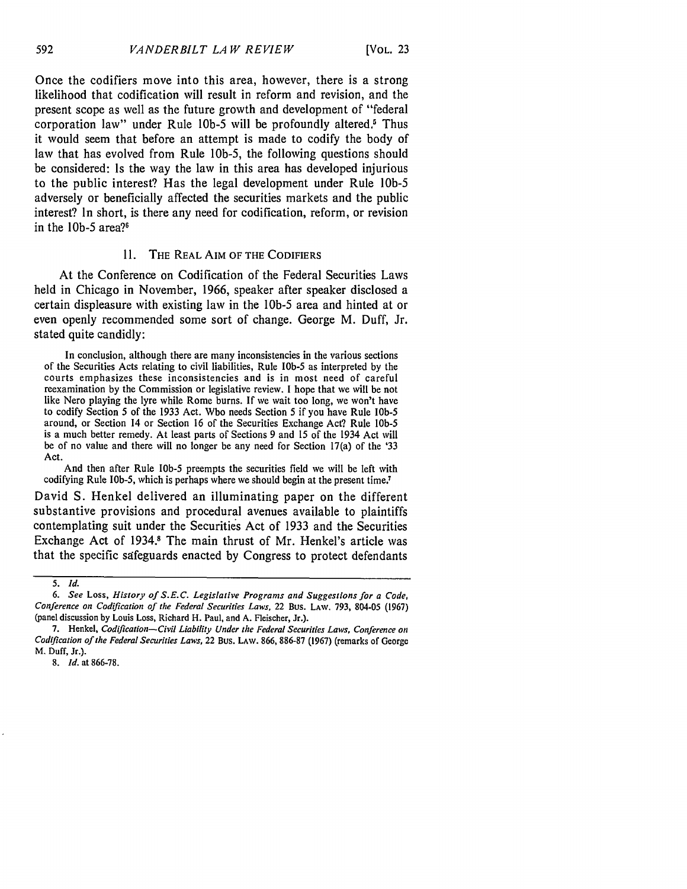Once the codifiers move into this area, however, there is a strong likelihood that codification will result in reform and revision, and the present scope as well as the future growth and development of "federal corporation law" under Rule 10b-5 will be profoundly altered.[5] Thus it would seem that before an attempt is made to codify the body of law that has evolved from Rule 10b-5, the following questions should be considered: Is the way the law in this area has developed injurious to the public interest? Has the legal development under Rule 10b-5 adversely or beneficially affected the securities markets and the public interest? In short, is there any need for codification, reform, or revision in the 10b-5 area?[6]

## II. The Real Aim of the Codifiers

At the Conference on Codification of the Federal Securities Laws held in Chicago in November, 1966, speaker after speaker disclosed a certain displeasure with existing law in the 10b-5 area and hinted at or even openly recommended some sort of change. George M. Duff, Jr. stated quite candidly:

> In conclusion, although there are many inconsistencies in the various sections of the Securities Acts relating to civil liabilities, Rule 10b-5 as interpreted by the courts emphasizes these inconsistencies and is in most need of careful reexamination by the Commission or legislative review. I hope that we will be not like Nero playing the lyre while Rome burns. If we wait too long, we won't have to codify Section 5 of the 1933 Act. Who needs Section 5 if you have Rule 10b-5 around, or Section 14 or Section 16 of the Securities Exchange Act? Rule 10b-5 is a much better remedy. At least parts of Sections 9 and 15 of the 1934 Act will be of no value and there will no longer be any need for Section 17(a) of the '33 Act.
>
> And then after Rule 10b-5 preempts the securities field we will be left with codifying Rule 10b-5, which is perhaps where we should begin at the present time.[7]

David S. Henkel delivered an illuminating paper on the different substantive provisions and procedural avenues available to plaintiffs contemplating suit under the Securities Act of 1933 and the Securities Exchange Act of 1934.[8] The main thrust of Mr. Henkel's article was that the specific safeguards enacted by Congress to protect defendants

---

5. *Id.*

6. *See* Loss, *History of S.E.C. Legislative Programs and Suggestions for a Code, Conference on Codification of the Federal Securities Laws*, 22 Bus. Law. 793, 804-05 (1967) (panel discussion by Louis Loss, Richard H. Paul, and A. Fleischer, Jr.).

7. Henkel, *Codification—Civil Liability Under the Federal Securities Laws, Conference on Codification of the Federal Securities Laws*, 22 Bus. Law. 866, 886-87 (1967) (remarks of George M. Duff, Jr.).

8. *Id.* at 866-78.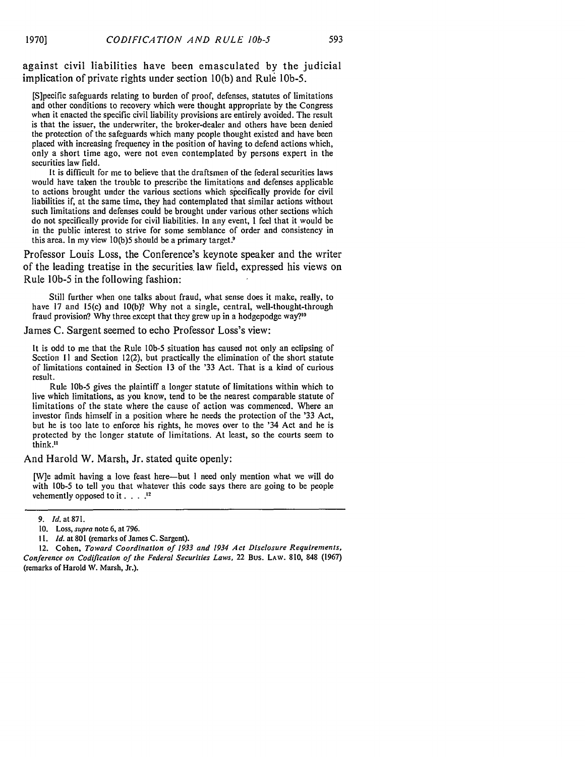against civil liabilities have been emasculated by the judicial implication of private rights under section 10(b) and Rule 10b-5.

> [S]pecific safeguards relating to burden of proof, defenses, statutes of limitations and other conditions to recovery which were thought appropriate by the Congress when it enacted the specific civil liability provisions are entirely avoided. The result is that the issuer, the underwriter, the broker-dealer and others have been denied the protection of the safeguards which many people thought existed and have been placed with increasing frequency in the position of having to defend actions which, only a short time ago, were not even contemplated by persons expert in the securities law field.
>
> It is difficult for me to believe that the draftsmen of the federal securities laws would have taken the trouble to prescribe the limitations and defenses applicable to actions brought under the various sections which specifically provide for civil liabilities if, at the same time, they had contemplated that similar actions without such limitations and defenses could be brought under various other sections which do not specifically provide for civil liabilities. In any event, I feel that it would be in the public interest to strive for some semblance of order and consistency in this area. In my view 10(b)5 should be a primary target.[9]

Professor Louis Loss, the Conference's keynote speaker and the writer of the leading treatise in the securities law field, expressed his views on Rule 10b-5 in the following fashion:

> Still further when one talks about fraud, what sense does it make, really, to have 17 and 15(c) and 10(b)? Why not a single, central, well-thought-through fraud provision? Why three except that they grew up in a hodgepodge way?[10]

James C. Sargent seemed to echo Professor Loss's view:

> It is odd to me that the Rule 10b-5 situation has caused not only an eclipsing of Section 11 and Section 12(2), but practically the elimination of the short statute of limitations contained in Section 13 of the '33 Act. That is a kind of curious result.
>
> Rule 10b-5 gives the plaintiff a longer statute of limitations within which to live which limitations, as you know, tend to be the nearest comparable statute of limitations of the state where the cause of action was commenced. Where an investor finds himself in a position where he needs the protection of the '33 Act, but he is too late to enforce his rights, he moves over to the '34 Act and he is protected by the longer statute of limitations. At least, so the courts seem to think.[11]

And Harold W. Marsh, Jr. stated quite openly:

> [W]e admit having a love feast here—but I need only mention what we will do with 10b-5 to tell you that whatever this code says there are going to be people vehemently opposed to it . . . .[12]

---

9. *Id.* at 871.

10. Loss, *supra* note 6, at 796.

11. *Id.* at 801 (remarks of James C. Sargent).

12. Cohen, *Toward Coordination of 1933 and 1934 Act Disclosure Requirements, Conference on Codification of the Federal Securities Laws*, 22 Bus. Law. 810, 848 (1967) (remarks of Harold W. Marsh, Jr.).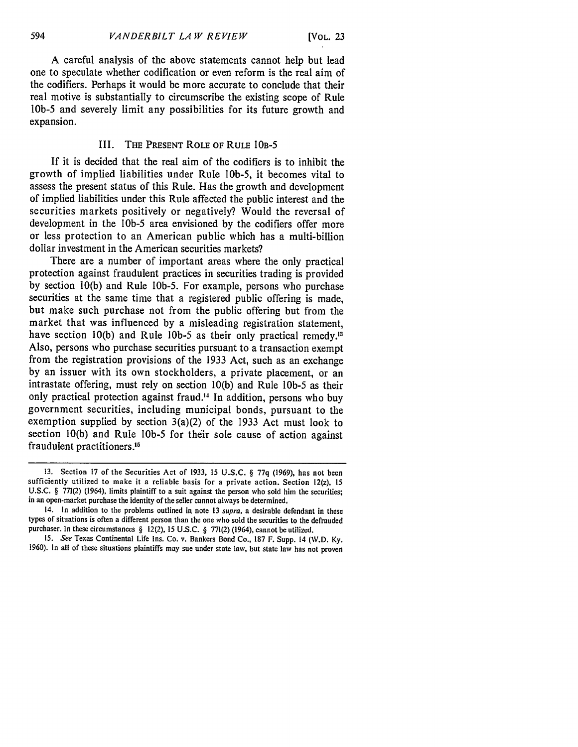A careful analysis of the above statements cannot help but lead one to speculate whether codification or even reform is the real aim of the codifiers. Perhaps it would be more accurate to conclude that their real motive is substantially to circumscribe the existing scope of Rule 10b-5 and severely limit any possibilities for its future growth and expansion.

### III. THE PRESENT ROLE OF RULE 10B-5

If it is decided that the real aim of the codifiers is to inhibit the growth of implied liabilities under Rule 10b-5, it becomes vital to assess the present status of this Rule. Has the growth and development of implied liabilities under this Rule affected the public interest and the securities markets positively or negatively? Would the reversal of development in the 10b-5 area envisioned by the codifiers offer more or less protection to an American public which has a multi-billion dollar investment in the American securities markets?

There are a number of important areas where the only practical protection against fraudulent practices in securities trading is provided by section 10(b) and Rule 10b-5. For example, persons who purchase securities at the same time that a registered public offering is made, but make such purchase not from the public offering but from the market that was influenced by a misleading registration statement, have section 10(b) and Rule 10b-5 as their only practical remedy.[13] Also, persons who purchase securities pursuant to a transaction exempt from the registration provisions of the 1933 Act, such as an exchange by an issuer with its own stockholders, a private placement, or an intrastate offering, must rely on section 10(b) and Rule 10b-5 as their only practical protection against fraud.[14] In addition, persons who buy government securities, including municipal bonds, pursuant to the exemption supplied by section 3(a)(2) of the 1933 Act must look to section 10(b) and Rule 10b-5 for their sole cause of action against fraudulent practitioners.[15]

---

13. Section 17 of the Securities Act of 1933, 15 U.S.C. § 77q (1969), has not been sufficiently utilized to make it a reliable basis for a private action. Section 12(z), 15 U.S.C. § 77l(2) (1964), limits plaintiff to a suit against the person who sold him the securities; in an open-market purchase the identity of the seller cannot always be determined.

14. In addition to the problems outlined in note 13 *supra*, a desirable defendant in these types of situations is often a different person than the one who sold the securities to the defrauded purchaser. In these circumstances § 12(2), 15 U.S.C. § 77l(2) (1964), cannot be utilized.

15. *See* Texas Continental Life Ins. Co. v. Bankers Bond Co., 187 F. Supp. 14 (W.D. Ky. 1960). In all of these situations plaintiffs may sue under state law, but state law has not proven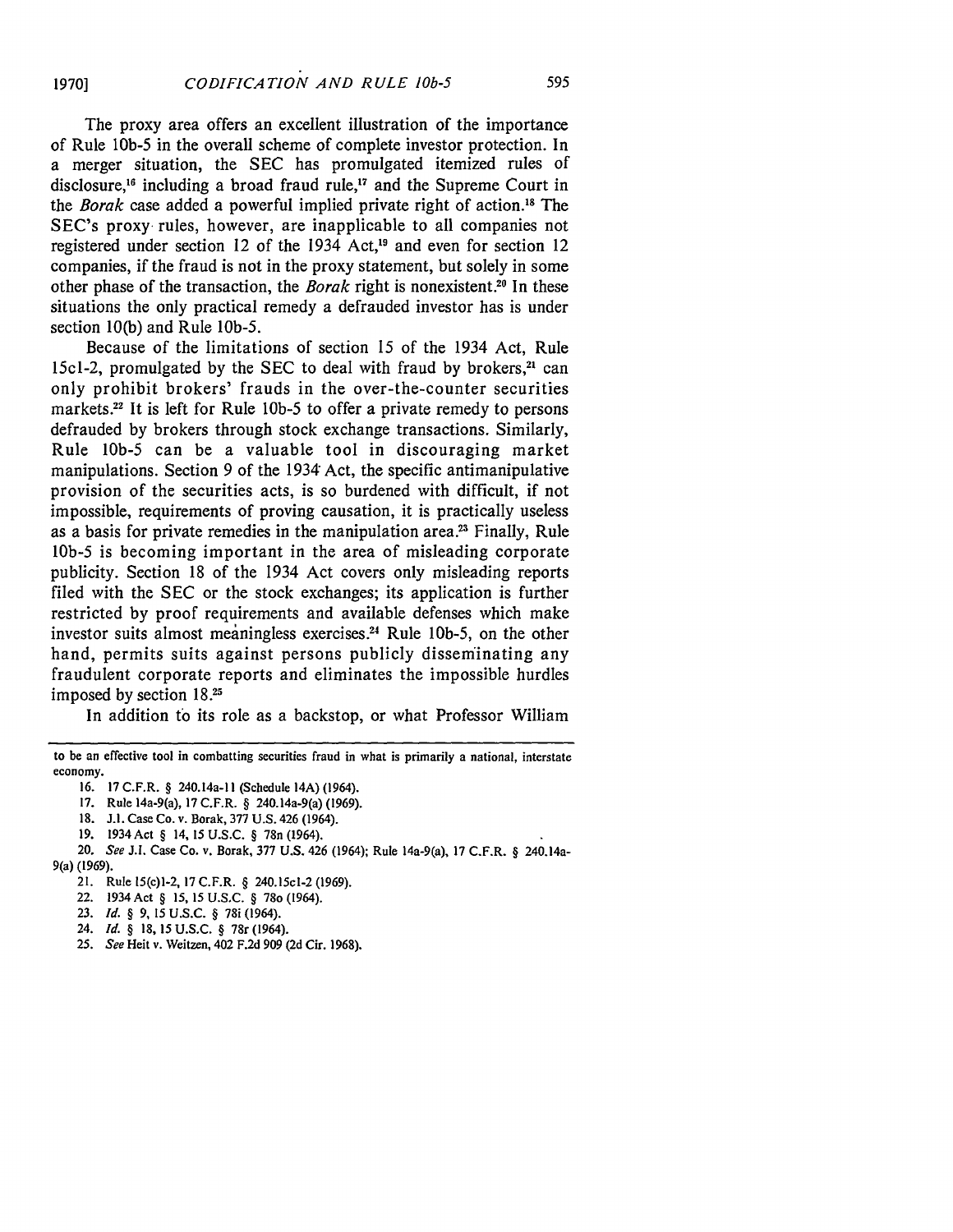The proxy area offers an excellent illustration of the importance of Rule 10b-5 in the overall scheme of complete investor protection. In a merger situation, the SEC has promulgated itemized rules of disclosure,[16] including a broad fraud rule,[17] and the Supreme Court in the *Borak* case added a powerful implied private right of action.[18] The SEC's proxy rules, however, are inapplicable to all companies not registered under section 12 of the 1934 Act,[19] and even for section 12 companies, if the fraud is not in the proxy statement, but solely in some other phase of the transaction, the *Borak* right is nonexistent.[20] In these situations the only practical remedy a defrauded investor has is under section 10(b) and Rule 10b-5.

Because of the limitations of section 15 of the 1934 Act, Rule 15c1-2, promulgated by the SEC to deal with fraud by brokers,[21] can only prohibit brokers' frauds in the over-the-counter securities markets.[22] It is left for Rule 10b-5 to offer a private remedy to persons defrauded by brokers through stock exchange transactions. Similarly, Rule 10b-5 can be a valuable tool in discouraging market manipulations. Section 9 of the 1934 Act, the specific antimanipulative provision of the securities acts, is so burdened with difficult, if not impossible, requirements of proving causation, it is practically useless as a basis for private remedies in the manipulation area.[23] Finally, Rule 10b-5 is becoming important in the area of misleading corporate publicity. Section 18 of the 1934 Act covers only misleading reports filed with the SEC or the stock exchanges; its application is further restricted by proof requirements and available defenses which make investor suits almost meaningless exercises.[24] Rule 10b-5, on the other hand, permits suits against persons publicly disseminating any fraudulent corporate reports and eliminates the impossible hurdles imposed by section 18.[25]

In addition to its role as a backstop, or what Professor William

---

to be an effective tool in combatting securities fraud in what is primarily a national, interstate economy.

16. 17 C.F.R. § 240.14a-11 (Schedule 14A) (1964).
17. Rule 14a-9(a), 17 C.F.R. § 240.14a-9(a) (1969).
18. J.I. Case Co. v. Borak, 377 U.S. 426 (1964).
19. 1934 Act § 14, 15 U.S.C. § 78n (1964).
20. *See* J.I. Case Co. v. Borak, 377 U.S. 426 (1964); Rule 14a-9(a), 17 C.F.R. § 240.14a-9(a) (1969).
21. Rule 15(c)1-2, 17 C.F.R. § 240.15c1-2 (1969).
22. 1934 Act § 15, 15 U.S.C. § 78o (1964).
23. *Id.* § 9, 15 U.S.C. § 78i (1964).
24. *Id.* § 18, 15 U.S.C. § 78r (1964).
25. *See* Heit v. Weitzen, 402 F.2d 909 (2d Cir. 1968).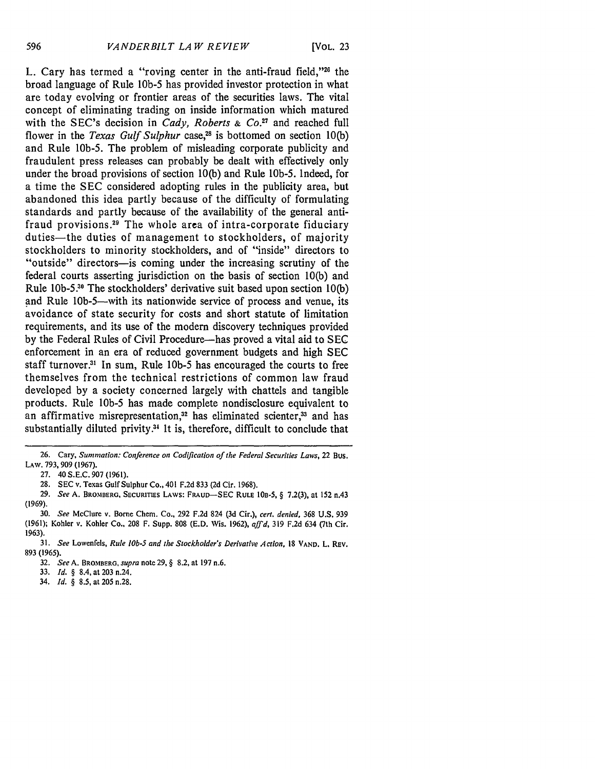L. Cary has termed a "roving center in the anti-fraud field,"[26] the broad language of Rule 10b-5 has provided investor protection in what are today evolving or frontier areas of the securities laws. The vital concept of eliminating trading on inside information which matured with the SEC's decision in *Cady, Roberts & Co.*[27] and reached full flower in the *Texas Gulf Sulphur* case,[28] is bottomed on section 10(b) and Rule 10b-5. The problem of misleading corporate publicity and fraudulent press releases can probably be dealt with effectively only under the broad provisions of section 10(b) and Rule 10b-5. Indeed, for a time the SEC considered adopting rules in the publicity area, but abandoned this idea partly because of the difficulty of formulating standards and partly because of the availability of the general anti-fraud provisions.[29] The whole area of intra-corporate fiduciary duties—the duties of management to stockholders, of majority stockholders to minority stockholders, and of "inside" directors to "outside" directors—is coming under the increasing scrutiny of the federal courts asserting jurisdiction on the basis of section 10(b) and Rule 10b-5.[30] The stockholders' derivative suit based upon section 10(b) and Rule 10b-5—with its nationwide service of process and venue, its avoidance of state security for costs and short statute of limitation requirements, and its use of the modern discovery techniques provided by the Federal Rules of Civil Procedure—has proved a vital aid to SEC enforcement in an era of reduced government budgets and high SEC staff turnover.[31] In sum, Rule 10b-5 has encouraged the courts to free themselves from the technical restrictions of common law fraud developed by a society concerned largely with chattels and tangible products. Rule 10b-5 has made complete nondisclosure equivalent to an affirmative misrepresentation,[32] has eliminated scienter,[33] and has substantially diluted privity.[34] It is, therefore, difficult to conclude that

---

26. Cary, *Summation: Conference on Codification of the Federal Securities Laws*, 22 Bus. Law. 793, 909 (1967).

27. 40 S.E.C. 907 (1961).

28. SEC v. Texas Gulf Sulphur Co., 401 F.2d 833 (2d Cir. 1968).

29. *See* A. Bromberg, Securities Laws: Fraud—SEC Rule 10b-5, § 7.2(3), at 152 n.43 (1969).

30. *See* McClure v. Borne Chem. Co., 292 F.2d 824 (3d Cir.), *cert. denied*, 368 U.S. 939 (1961); Kohler v. Kohler Co., 208 F. Supp. 808 (E.D. Wis. 1962), *aff'd*, 319 F.2d 634 (7th Cir. 1963).

31. *See* Lowenfels, *Rule 10b-5 and the Stockholder's Derivative Action*, 18 Vand. L. Rev. 893 (1965).

32. *See* A. Bromberg, *supra* note 29, § 8.2, at 197 n.6.

33. *Id.* § 8.4, at 203 n.24.

34. *Id.* § 8.5, at 205 n.28.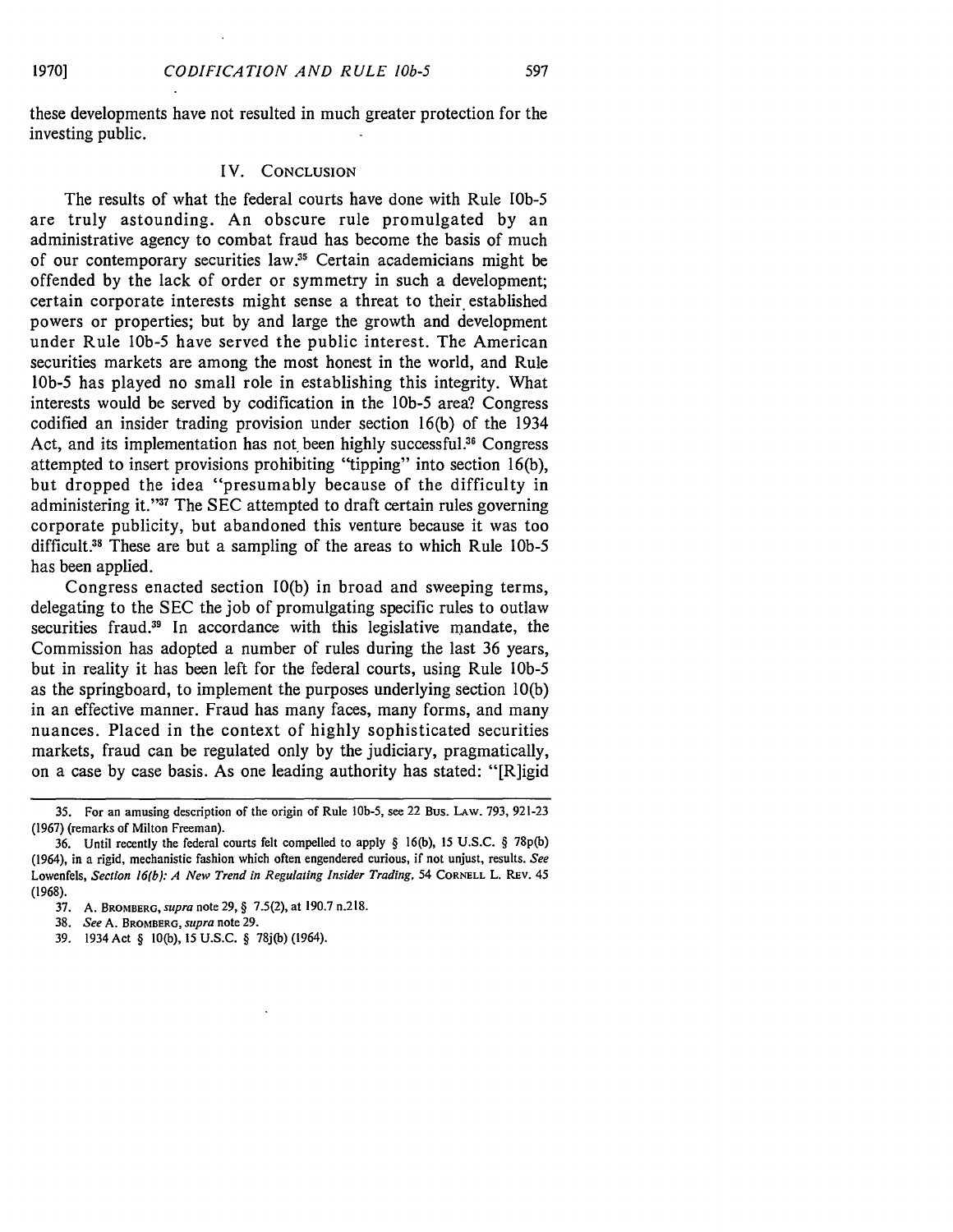these developments have not resulted in much greater protection for the investing public.

## IV. CONCLUSION

The results of what the federal courts have done with Rule 10b-5 are truly astounding. An obscure rule promulgated by an administrative agency to combat fraud has become the basis of much of our contemporary securities law.[35] Certain academicians might be offended by the lack of order or symmetry in such a development; certain corporate interests might sense a threat to their established powers or properties; but by and large the growth and development under Rule 10b-5 have served the public interest. The American securities markets are among the most honest in the world, and Rule 10b-5 has played no small role in establishing this integrity. What interests would be served by codification in the 10b-5 area? Congress codified an insider trading provision under section 16(b) of the 1934 Act, and its implementation has not been highly successful.[36] Congress attempted to insert provisions prohibiting "tipping" into section 16(b), but dropped the idea "presumably because of the difficulty in administering it."[37] The SEC attempted to draft certain rules governing corporate publicity, but abandoned this venture because it was too difficult.[38] These are but a sampling of the areas to which Rule 10b-5 has been applied.

Congress enacted section 10(b) in broad and sweeping terms, delegating to the SEC the job of promulgating specific rules to outlaw securities fraud.[39] In accordance with this legislative mandate, the Commission has adopted a number of rules during the last 36 years, but in reality it has been left for the federal courts, using Rule 10b-5 as the springboard, to implement the purposes underlying section 10(b) in an effective manner. Fraud has many faces, many forms, and many nuances. Placed in the context of highly sophisticated securities markets, fraud can be regulated only by the judiciary, pragmatically, on a case by case basis. As one leading authority has stated: "[R]igid

---

35. For an amusing description of the origin of Rule 10b-5, see 22 BUS. LAW. 793, 921-23 (1967) (remarks of Milton Freeman).

36. Until recently the federal courts felt compelled to apply § 16(b), 15 U.S.C. § 78p(b) (1964), in a rigid, mechanistic fashion which often engendered curious, if not unjust, results. *See* Lowenfels, *Section 16(b): A New Trend in Regulating Insider Trading*, 54 CORNELL L. REV. 45 (1968).

37. A. BROMBERG, *supra* note 29, § 7.5(2), at 190.7 n.218.

38. *See* A. BROMBERG, *supra* note 29.

39. 1934 Act § 10(b), 15 U.S.C. § 78j(b) (1964).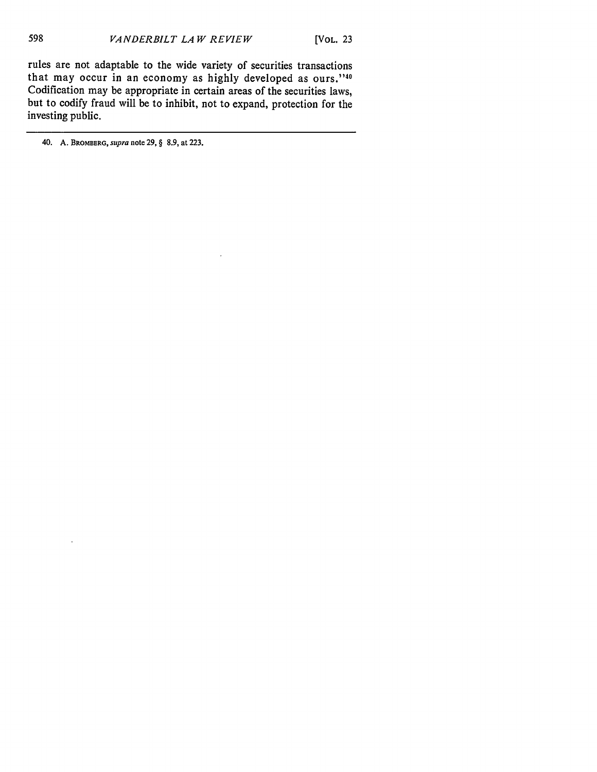rules are not adaptable to the wide variety of securities transactions that may occur in an economy as highly developed as ours."[40] Codification may be appropriate in certain areas of the securities laws, but to codify fraud will be to inhibit, not to expand, protection for the investing public.

---

40. A. BROMBERG, *supra* note 29, § 8.9, at 223.